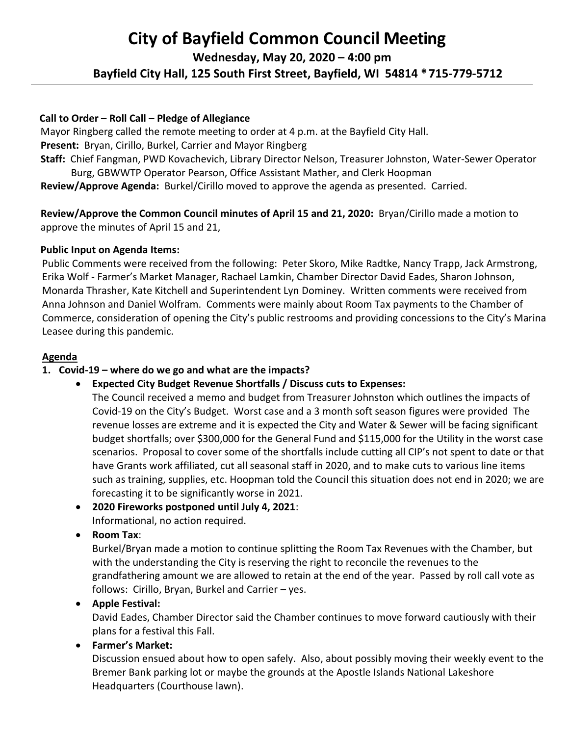# City of Bayfield Common Council Meeting

## Wednesday, May 20, 2020 – 4:00 pm

## Bayfield City Hall, 125 South First Street, Bayfield, WI 54814 * 715-779-5712

**Call to Order – Roll Call – Pledge of Allegiance**

Mayor Ringberg called the remote meeting to order at 4 p.m. at the Bayfield City Hall.

**Present:** Bryan, Cirillo, Burkel, Carrier and Mayor Ringberg

**Staff:** Chief Fangman, PWD Kovachevich, Library Director Nelson, Treasurer Johnston, Water-Sewer Operator Burg, GBWWTP Operator Pearson, Office Assistant Mather, and Clerk Hoopman

**Review/Approve Agenda:** Burkel/Cirillo moved to approve the agenda as presented. Carried.

**Review/Approve the Common Council minutes of April 15 and 21, 2020:** Bryan/Cirillo made a motion to approve the minutes of April 15 and 21,

**Public Input on Agenda Items:**

Public Comments were received from the following: Peter Skoro, Mike Radtke, Nancy Trapp, Jack Armstrong, Erika Wolf - Farmer's Market Manager, Rachael Lamkin, Chamber Director David Eades, Sharon Johnson, Monarda Thrasher, Kate Kitchell and Superintendent Lyn Dominey. Written comments were received from Anna Johnson and Daniel Wolfram. Comments were mainly about Room Tax payments to the Chamber of Commerce, consideration of opening the City's public restrooms and providing concessions to the City's Marina Leasee during this pandemic.

**Agenda**

1. **Covid-19 – where do we go and what are the impacts?**
   - **Expected City Budget Revenue Shortfalls / Discuss cuts to Expenses:**
     The Council received a memo and budget from Treasurer Johnston which outlines the impacts of Covid-19 on the City's Budget. Worst case and a 3 month soft season figures were provided The revenue losses are extreme and it is expected the City and Water & Sewer will be facing significant budget shortfalls; over $300,000 for the General Fund and $115,000 for the Utility in the worst case scenarios. Proposal to cover some of the shortfalls include cutting all CIP's not spent to date or that have Grants work affiliated, cut all seasonal staff in 2020, and to make cuts to various line items such as training, supplies, etc. Hoopman told the Council this situation does not end in 2020; we are forecasting it to be significantly worse in 2021.
   - **2020 Fireworks postponed until July 4, 2021**:
     Informational, no action required.
   - **Room Tax**:
     Burkel/Bryan made a motion to continue splitting the Room Tax Revenues with the Chamber, but with the understanding the City is reserving the right to reconcile the revenues to the grandfathering amount we are allowed to retain at the end of the year. Passed by roll call vote as follows: Cirillo, Bryan, Burkel and Carrier – yes.
   - **Apple Festival:**
     David Eades, Chamber Director said the Chamber continues to move forward cautiously with their plans for a festival this Fall.
   - **Farmer's Market:**
     Discussion ensued about how to open safely. Also, about possibly moving their weekly event to the Bremer Bank parking lot or maybe the grounds at the Apostle Islands National Lakeshore Headquarters (Courthouse lawn).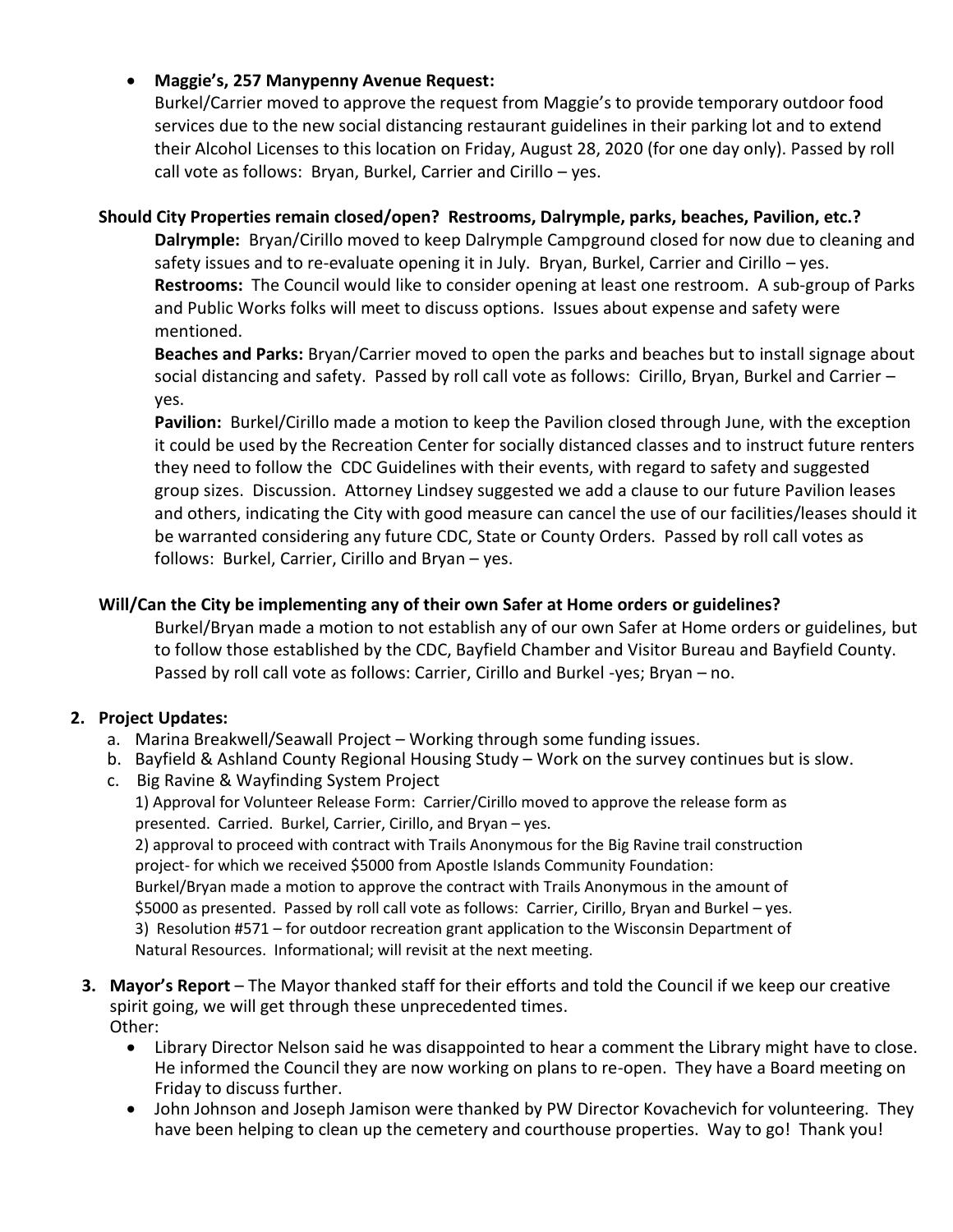- **Maggie's, 257 Manypenny Avenue Request:**
  Burkel/Carrier moved to approve the request from Maggie's to provide temporary outdoor food services due to the new social distancing restaurant guidelines in their parking lot and to extend their Alcohol Licenses to this location on Friday, August 28, 2020 (for one day only). Passed by roll call vote as follows: Bryan, Burkel, Carrier and Cirillo – yes.

**Should City Properties remain closed/open? Restrooms, Dalrymple, parks, beaches, Pavilion, etc.?**

**Dalrymple:** Bryan/Cirillo moved to keep Dalrymple Campground closed for now due to cleaning and safety issues and to re-evaluate opening it in July. Bryan, Burkel, Carrier and Cirillo – yes.

**Restrooms:** The Council would like to consider opening at least one restroom. A sub-group of Parks and Public Works folks will meet to discuss options. Issues about expense and safety were mentioned.

**Beaches and Parks:** Bryan/Carrier moved to open the parks and beaches but to install signage about social distancing and safety. Passed by roll call vote as follows: Cirillo, Bryan, Burkel and Carrier – yes.

**Pavilion:** Burkel/Cirillo made a motion to keep the Pavilion closed through June, with the exception it could be used by the Recreation Center for socially distanced classes and to instruct future renters they need to follow the CDC Guidelines with their events, with regard to safety and suggested group sizes. Discussion. Attorney Lindsey suggested we add a clause to our future Pavilion leases and others, indicating the City with good measure can cancel the use of our facilities/leases should it be warranted considering any future CDC, State or County Orders. Passed by roll call votes as follows: Burkel, Carrier, Cirillo and Bryan – yes.

**Will/Can the City be implementing any of their own Safer at Home orders or guidelines?**

Burkel/Bryan made a motion to not establish any of our own Safer at Home orders or guidelines, but to follow those established by the CDC, Bayfield Chamber and Visitor Bureau and Bayfield County. Passed by roll call vote as follows: Carrier, Cirillo and Burkel -yes; Bryan – no.

**2. Project Updates:**

a. Marina Breakwell/Seawall Project – Working through some funding issues.

b. Bayfield & Ashland County Regional Housing Study – Work on the survey continues but is slow.

c. Big Ravine & Wayfinding System Project

1) Approval for Volunteer Release Form: Carrier/Cirillo moved to approve the release form as presented. Carried. Burkel, Carrier, Cirillo, and Bryan – yes.

2) approval to proceed with contract with Trails Anonymous for the Big Ravine trail construction project- for which we received $5000 from Apostle Islands Community Foundation: Burkel/Bryan made a motion to approve the contract with Trails Anonymous in the amount of $5000 as presented. Passed by roll call vote as follows: Carrier, Cirillo, Bryan and Burkel – yes.

3) Resolution #571 – for outdoor recreation grant application to the Wisconsin Department of Natural Resources. Informational; will revisit at the next meeting.

**3. Mayor's Report** – The Mayor thanked staff for their efforts and told the Council if we keep our creative spirit going, we will get through these unprecedented times.

Other:

- Library Director Nelson said he was disappointed to hear a comment the Library might have to close. He informed the Council they are now working on plans to re-open. They have a Board meeting on Friday to discuss further.
- John Johnson and Joseph Jamison were thanked by PW Director Kovachevich for volunteering. They have been helping to clean up the cemetery and courthouse properties. Way to go! Thank you!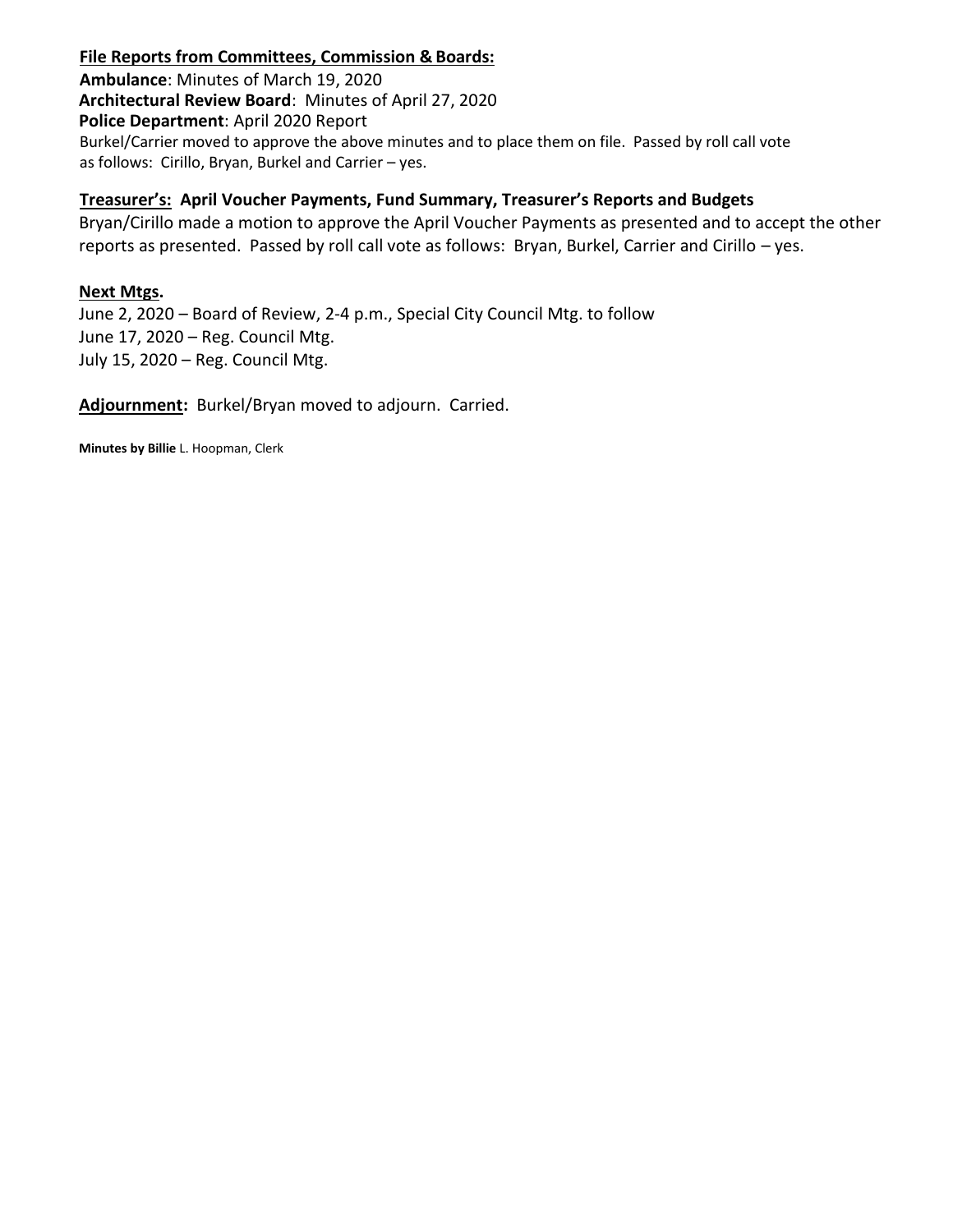**File Reports from Committees, Commission & Boards:**

**Ambulance**: Minutes of March 19, 2020
**Architectural Review Board**: Minutes of April 27, 2020
**Police Department**: April 2020 Report
Burkel/Carrier moved to approve the above minutes and to place them on file. Passed by roll call vote as follows: Cirillo, Bryan, Burkel and Carrier – yes.

**Treasurer's: April Voucher Payments, Fund Summary, Treasurer's Reports and Budgets**

Bryan/Cirillo made a motion to approve the April Voucher Payments as presented and to accept the other reports as presented. Passed by roll call vote as follows: Bryan, Burkel, Carrier and Cirillo – yes.

**Next Mtgs.**

June 2, 2020 – Board of Review, 2-4 p.m., Special City Council Mtg. to follow
June 17, 2020 – Reg. Council Mtg.
July 15, 2020 – Reg. Council Mtg.

**Adjournment:** Burkel/Bryan moved to adjourn. Carried.

**Minutes by Billie** L. Hoopman, Clerk